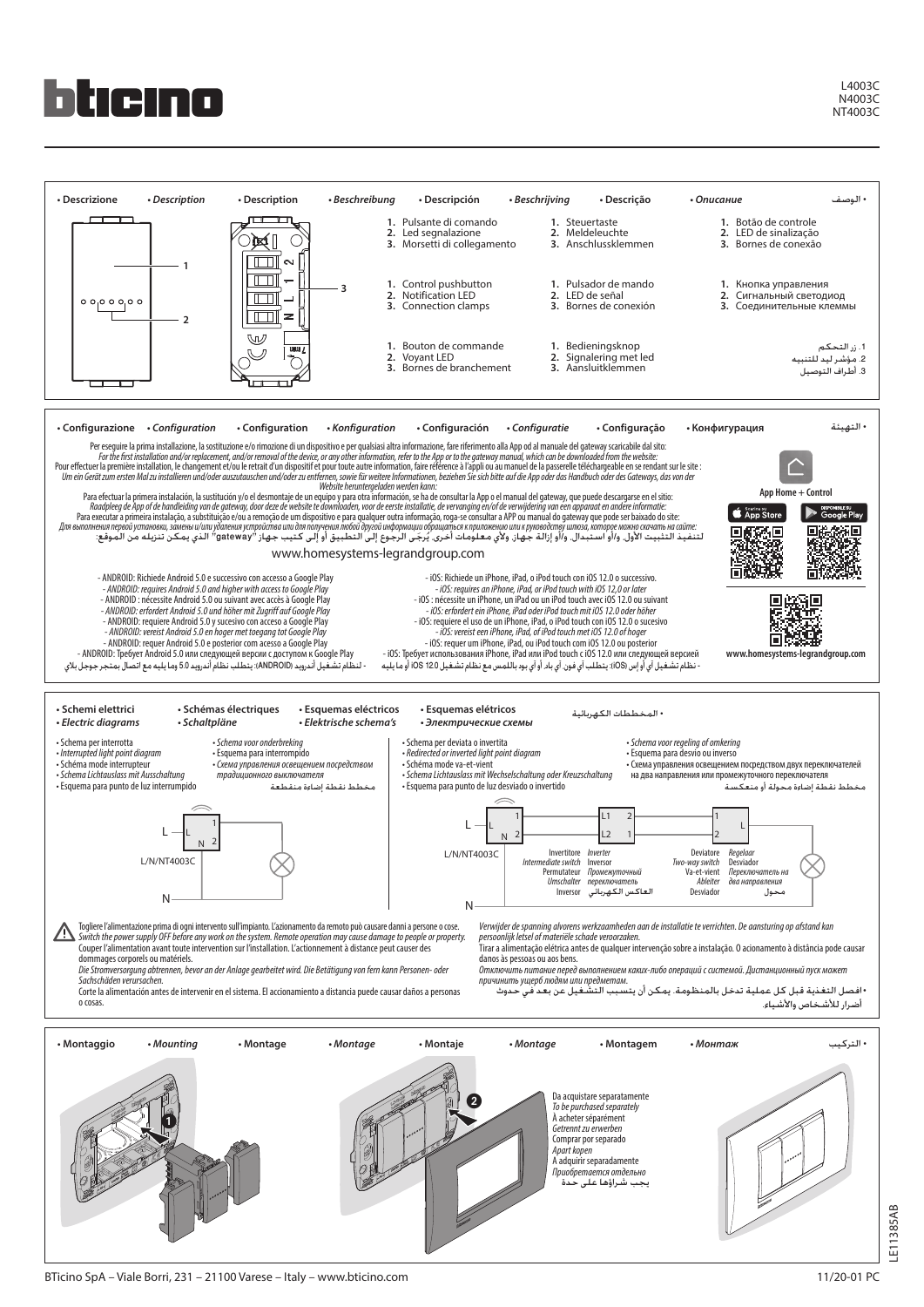# bticino

L4003C
N4003C
NT4003C

## • Descrizione • *Description* • Description • *Beschreibung* • Descripción • *Beschrijving* • Descrição • *Описание* • الوصف

1 2

3

N L 1 2

1. Pulsante di comando
2. Led segnalazione
3. Morsetti di collegamento

1. *Control pushbutton*
2. *Notification LED*
3. *Connection clamps*

1. Bouton de commande
2. Voyant LED
3. Bornes de branchement

1. *Steuertaste*
2. *Meldeleuchte*
3. *Anschlussklemmen*

1. Pulsador de mando
2. LED de señal
3. Bornes de conexión

1. *Bedieningsknop*
2. *Signalering met led*
3. *Aansluitklemmen*

1. Botão de controle
2. LED de sinalização
3. Bornes de conexão

1. *Кнопка управления*
2. *Сигнальный светодиод*
3. *Соединительные клеммы*

1. زر التحكم
2. مؤشر ليد للتنبيه
3. أطراف التوصيل

## • Configurazione • *Configuration* • Configuration • *Konfiguration* • Configuración • *Configuratie* • Configuração • *Конфигурация* • التهيئة

Per eseguire la prima installazione, la sostituzione e/o rimozione di un dispositivo e per qualsiasi altra informazione, fare riferimento alla App od al manuale del gateway scaricabile dal sito:
*For the first installation and/or replacement, and/or removal of the device, or any other information, refer to the App or to the gateway manual, which can be downloaded from the website:*
Pour effectuer la première installation, le changement et/ou le retrait d'un dispositif et pour toute autre information, faire référence à l'appli ou au manuel de la passerelle téléchargeable en se rendant sur le site :
*Um ein Gerät zum ersten Mal zu installieren und/oder auszutauschen und/oder zu entfernen, sowie für weitere Informationen, beziehen Sie sich bitte auf die App oder das Handbuch oder des Gateways, das von der Website heruntergeladen werden kann:*
Para efectuar la primera instalación, la sustitución y/o el desmontaje de un equipo y para otra información, se ha de consultar la App o el manual del gateway, que puede descargarse en el sitio:
*Raadpleeg de App of de handleiding van de gateway, door deze de website te downloaden, voor de eerste installatie, de vervanging en/of de verwijdering van een apparaat en andere informatie:*
Para executar a primeira instalação, a substituição e/ou a remoção de um dispositivo e para qualquer outra informação, roga-se consultar a APP ou manual do gateway que pode ser baixado do site:
*Для выполнения первой установки, замены и/или удаления устройства или для получения любой другой информации обращаться к приложению или к руководству шлюза, которое можно скачать на сайте:*
لتنفيذ التثبيت الأول، و/أو استبدال، و/أو إزالة جهاز، ولأي معلومات أخرى، يُرجى الرجوع إلى التطبيق أو إلى كتيب جهاز "gateway" الذي يمكن تنزيله من الموقع:

www.homesystems-legrandgroup.com

App Home + Control

App Store — Google Play

www.homesystems-legrandgroup.com

- ANDROID: Richiede Android 5.0 e successivo con accesso a Google Play
- *ANDROID: requires Android 5.0 and higher with access to Google Play*
- ANDROID : nécessite Android 5.0 ou suivant avec accès à Google Play
- *ANDROID: erfordert Android 5.0 und höher mit Zugriff auf Google Play*
- ANDROID: requiere Android 5.0 y sucesivo con acceso a Google Play
- *ANDROID: vereist Android 5.0 en hoger met toegang tot Google Play*
- ANDROID: requer Android 5.0 e posterior com acesso a Google Play
- ANDROID: Требует Android 5.0 или следующей версии с доступом к Google Play
- لنظام تشغيل أندرويد (ANDROID): يتطلب نظام أندرويد 5.0 وما يليه مع اتصال بمتجر جوجل بلاي

- iOS: Richiede un iPhone, iPad, o iPod touch con iOS 12.0 o successivo.
- *iOS: requires an iPhone, iPad, or iPod touch with iOS 12,0 or later*
- iOS : nécessite un iPhone, un iPad ou un iPod touch avec iOS 12.0 ou suivant
- *iOS: erfordert ein iPhone, iPad oder iPod touch mit iOS 12.0 oder höher*
- iOS: requiere el uso de un iPhone, iPad, o iPod touch con iOS 12.0 o sucesivo
- *iOS: vereist een iPhone, iPad, of iPod touch met iOS 12.0 of hoger*
- iOS: requer um iPhone, iPad, ou iPod touch com iOS 12.0 ou posterior
- iOS: Требует использования iPhone, iPad или iPod touch с iOS 12.0 или следующей версией
- نظام تشغيل آي أو إس (iOS): يتطلب آي فون، آي باد أو آي بود باللمس مع نظام تشغيل iOS 12.0 أو ما يليه

## • Schemi elettrici • *Electric diagrams* • Schémas électriques • *Schaltpläne* • Esquemas eléctricos • *Elektrische schema's* • Esquemas elétricos • *Электрические схемы* • المخططات الكهربائية

- Schema per interrotto
- *Interrupted light point diagram*
- Schéma mode interrupteur
- *Schema Lichtauslass mit Ausschaltung*
- Esquema para punto de luz interrumpido
- *Schema voor onderbreking*
- Esquema para interrompido
- *Схема управления освещением посредством традиционного выключателя*
- مخطط نقطة إضاءة منقطعة

L/N/NT4003C

- Schema per deviata o invertita
- *Redirected or inverted light point diagram*
- Schéma mode va-et-vient
- *Schema Lichtauslass mit Wechselschaltung oder Kreuzschaltung*
- Esquema para punto de luz desviado o invertido
- *Schema voor regeling of omkering*
- Esquema para desvio ou inverso
- *Схема управления освещением посредством двух переключателей на два направления или промежуточного переключателя*
- مخطط نقطة إضاءة محولة أو منعكسة

L/N/NT4003C

Invertitore / *Intermediate switch* / Permutateur / *Umschalter* / Inversor / *Inverter* / Inversor / *Промежуточный переключатель* / العاكس الكهربائي

Deviatore / *Two-way switch* / Va-et-vient / *Ableiter* / Desviador / *Regelaar* / Desviador / *Переключатель на два направления* / محول

⚠ Togliere l'alimentazione prima di ogni intervento sull'impianto. L'azionamento da remoto può causare danni a persone o cose.
*Switch the power supply OFF before any work on the system. Remote operation may cause damage to people or property.*
Couper l'alimentation avant toute intervention sur l'installation. L'actionnement à distance peut causer des dommages corporels ou matériels.
*Die Stromversorgung abtrennen, bevor an der Anlage gearbeitet wird. Die Betätigung von fern kann Personen- oder Sachschäden verursachen.*
Corte la alimentación antes de intervenir en el sistema. El accionamiento a distancia puede causar daños a personas o cosas.
*Verwijder de spanning alvorens werkzaamheden aan de installatie te verrichten. De aansturing op afstand kan persoonlijk letsel of materiële schade veroorzaken.*
Tirar a alimentação elétrica antes de qualquer intervenção sobre a instalação. O acionamento à distância pode causar danos às pessoas ou aos bens.
*Отключить питание перед выполнением каких-либо операций с системой. Дистанционный пуск может причинить ущерб людям или предметам.*
• افصل التغذية قبل كل عملية تدخل بالمنظومة. يمكن أن يتسبب التشغيل عن بعد في حدوث أضرار للأشخاص والأشياء.

## • Montaggio • *Mounting* • Montage • *Montage* • Montaje • *Montage* • Montagem • *Монтаж* • التركيب

Da acquistare separatamente
*To be purchased separately*
À acheter séparément
*Getrennt zu erwerben*
Comprar por separado
*Apart kopen*
A adquirir separadamente
*Приобретается отдельно*
يجب شراؤها على حدة

BTicino SpA – Viale Borri, 231 – 21100 Varese – Italy – www.bticino.com

11/20-01 PC

LE11385AB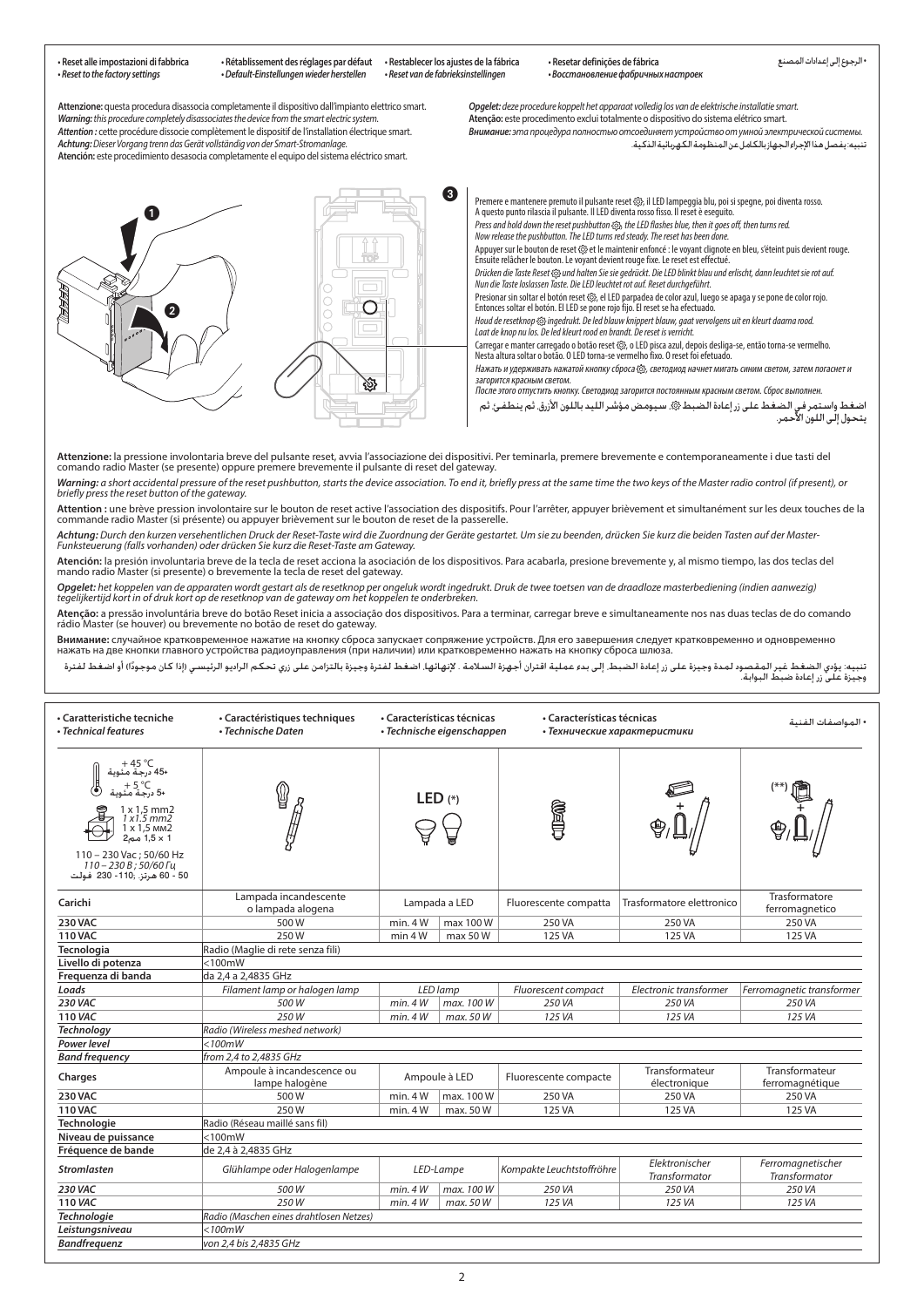• **Reset alle impostazioni di fabbrica**
• ***Reset to the factory settings***
• **Rétablissement des réglages par défaut**
• ***Default-Einstellungen wieder herstellen***
• **Restablecer los ajustes de la fábrica**
• ***Reset van de fabrieksinstellingen***
• **Resetar definições de fábrica**
• ***Восстановление фабричных настроек***
• الرجوع إلى إعدادات المصنع

**Attenzione:** questa procedura disassocia completamente il dispositivo dall'impianto elettrico smart.
***Warning:*** *this procedure completely disassociates the device from the smart electric system.*
**Attention :** cette procédure dissocie complètement le dispositif de l'installation électrique smart.
***Achtung:*** *Dieser Vorgang trenn das Gerät vollständig von der Smart-Stromanlage.*
**Atención:** este procedimiento desasocia completamente el equipo del sistema eléctrico smart.
***Opgelet:*** *deze procedure koppelt het apparaat volledig los van de elektrische installatie smart.*
**Atenção:** este procedimento exclui totalmente o dispositivo do sistema elétrico smart.
***Внимание:*** *эта процедура полностью отсоединяет устройство от умной электрической системы.*
تنبيه: يفصل هذا الإجراء الجهاز بالكامل عن المنظومة الكهربائية الذكية.

Premere e mantenere premuto il pulsante reset ⚙, il LED lampeggia blu, poi si spegne, poi diventa rosso. A questo punto rilascia il pulsante. Il LED diventa rosso fisso. Il reset è eseguito.

*Press and hold down the reset pushbutton ⚙, the LED flashes blue, then it goes off, then turns red. Now release the pushbutton. The LED turns red steady. The reset has been done.*

Appuyer sur le bouton de reset ⚙ et le maintenir enfoncé : le voyant clignote en bleu, s'éteint puis devient rouge. Ensuite relâcher le bouton. Le voyant devient rouge fixe. Le reset est effectué.

*Drücken die Taste Reset ⚙ und halten Sie sie gedrückt. Die LED blinkt blau und erlischt, dann leuchtet sie rot auf. Nun die Taste loslassen Taste. Die LED leuchtet rot auf. Reset durchgeführt.*

Presionar sin soltar el botón reset ⚙, el LED parpadea de color azul, luego se apaga y se pone de color rojo. Entonces soltar el botón. El LED se pone rojo fijo. El reset se ha efectuado.

*Houd de resetknop ⚙ ingedrukt. De led blauw knippert blauw, gaat vervolgens uit en kleurt daarna rood. Laat de knop nu los. De led kleurt rood en brandt. De reset is verricht.*

Carregar e manter carregado o botão reset ⚙, o LED pisca azul, depois desliga-se, então torna-se vermelho. Nesta altura soltar o botão. O LED torna-se vermelho fixo. O reset foi efetuado.

*Нажать и удерживать нажатой кнопку сброса ⚙, светодиод начнет мигать синим светом, затем погаснет и загорится красным светом. После этого отпустить кнопку. Светодиод загорится постоянным красным светом. Сброс выполнен.*

اضغط واستمر في الضغط على زر إعادة الضبط ⚙. سيومض مؤشر الليد باللون الأزرق، ثم ينطفئ، ثم يتحول إلى اللون الأحمر.

**Attenzione:** la pressione involontaria breve del pulsante reset, avvia l'associazione dei dispositivi. Per teminarla, premere brevemente e contemporaneamente i due tasti del comando radio Master (se presente) oppure premere brevemente il pulsante di reset del gateway.

***Warning:*** *a short accidental pressure of the reset pushbutton, starts the device association. To end it, briefly press at the same time the two keys of the Master radio control (if present), or briefly press the reset button of the gateway.*

**Attention :** une brève pression involontaire sur le bouton de reset active l'association des dispositifs. Pour l'arrêter, appuyer brièvement et simultanément sur les deux touches de la commande radio Master (si présente) ou appuyer brièvement sur le bouton de reset de la passerelle.

***Achtung:*** *Durch den kurzen versehentlichen Druck der Reset-Taste wird die Zuordnung der Geräte gestartet. Um sie zu beenden, drücken Sie kurz die beiden Tasten auf der Master-Funksteuerung (falls vorhanden) oder drücken Sie kurz die Reset-Taste am Gateway.*

**Atención:** la presión involuntaria breve de la tecla de reset acciona la asociación de los dispositivos. Para acabarla, presione brevemente y, al mismo tiempo, las dos teclas del mando radio Master (si presente) o brevemente la tecla de reset del gateway.

***Opgelet:*** *het koppelen van de apparaten wordt gestart als de resetknop per ongeluk wordt ingedrukt. Druk de twee toetsen van de draadloze masterbediening (indien aanwezig) tegelijkertijd kort in of druk kort op de resetknop van de gateway om het koppelen te onderbreken.*

**Atenção:** a pressão involuntária breve do botão Reset inicia a associação dos dispositivos. Para a terminar, carregar breve e simultaneamente nos nas duas teclas de do comando rádio Master (se houver) ou brevemente no botão de reset do gateway.

**Внимание:** случайное кратковременное нажатие на кнопку сброса запускает сопряжение устройств. Для его завершения следует кратковременно и одновременно нажать на две кнопки главного устройства радиоуправления (при наличии) или кратковременно нажать на кнопку сброса шлюза.

تنبيه: يؤدي الضغط غير المقصود لمدة وجيزة على زر إعادة الضبط، إلى بدء عملية اقتران أجهزة السلامة . لإنهائها، اضغط لفترة وجيزة بالتزامن على زري تحكم الراديو الرئيسي (إذا كان موجودًا) أو اضغط لفترة وجيزة على زر إعادة ضبط البوابة.

• **Caratteristiche tecniche** • ***Technical features*** • **Caractéristiques techniques** • ***Technische Daten*** • **Características técnicas** • ***Technische eigenschappen*** • **Características técnicas** • ***Технические характеристики*** • المواصفات الفنية

+45 °C / 45+ درجة مئوية; +5 °C / 5+ درجة مئوية; 1 x 1,5 mm2 / *1 x 1.5 mm2* / 1 x 1,5 мм2 / 1 × 1,5 مم2; 110 – 230 Vac ; 50/60 Hz / *110 – 230 В ; 50/60 Гц* / 50 - 60 هرتز، 110- 230 فولت

LED (*) (**)

| **Carichi** | Lampada incandescente o lampada alogena | Lampada a LED | | Fluorescente compatta | Trasformatore elettronico | Trasformatore ferromagnetico |
|---|---|---|---|---|---|---|
| **230 VAC** | 500 W | min. 4 W | max 100 W | 250 VA | 250 VA | 250 VA |
| **110 VAC** | 250 W | min 4 W | max 50 W | 125 VA | 125 VA | 125 VA |
| **Tecnologia** | Radio (Maglie di rete senza fili) | | | | | |
| **Livello di potenza** | <100mW | | | | | |
| **Frequenza di banda** | da 2,4 a 2,4835 GHz | | | | | |
| ***Loads*** | *Filament lamp or halogen lamp* | *LED lamp* | | *Fluorescent compact* | *Electronic transformer* | *Ferromagnetic transformer* |
| ***230 VAC*** | *500 W* | *min. 4 W* | *max. 100 W* | *250 VA* | *250 VA* | *250 VA* |
| ***110 VAC*** | *250 W* | *min. 4 W* | *max. 50 W* | *125 VA* | *125 VA* | *125 VA* |
| ***Technology*** | *Radio (Wireless meshed network)* | | | | | |
| ***Power level*** | *<100mW* | | | | | |
| ***Band frequency*** | *from 2,4 to 2,4835 GHz* | | | | | |
| **Charges** | Ampoule à incandescence ou lampe halogène | Ampoule à LED | | Fluorescente compacte | Transformateur électronique | Transformateur ferromagnétique |
| **230 VAC** | 500 W | min. 4 W | max. 100 W | 250 VA | 250 VA | 250 VA |
| **110 VAC** | 250 W | min. 4 W | max. 50 W | 125 VA | 125 VA | 125 VA |
| **Technologie** | Radio (Réseau maillé sans fil) | | | | | |
| **Niveau de puissance** | <100mW | | | | | |
| **Fréquence de bande** | de 2,4 à 2,4835 GHz | | | | | |
| ***Stromlasten*** | *Glühlampe oder Halogenlampe* | *LED-Lampe* | | *Kompakte Leuchtstoffröhre* | *Elektronischer Transformator* | *Ferromagnetischer Transformator* |
| ***230 VAC*** | *500 W* | *min. 4 W* | *max. 100 W* | *250 VA* | *250 VA* | *250 VA* |
| ***110 VAC*** | *250 W* | *min. 4 W* | *max. 50 W* | *125 VA* | *125 VA* | *125 VA* |
| ***Technologie*** | *Radio (Maschen eines drahtlosen Netzes)* | | | | | |
| ***Leistungsniveau*** | *<100mW* | | | | | |
| ***Bandfrequenz*** | *von 2,4 bis 2,4835 GHz* | | | | | |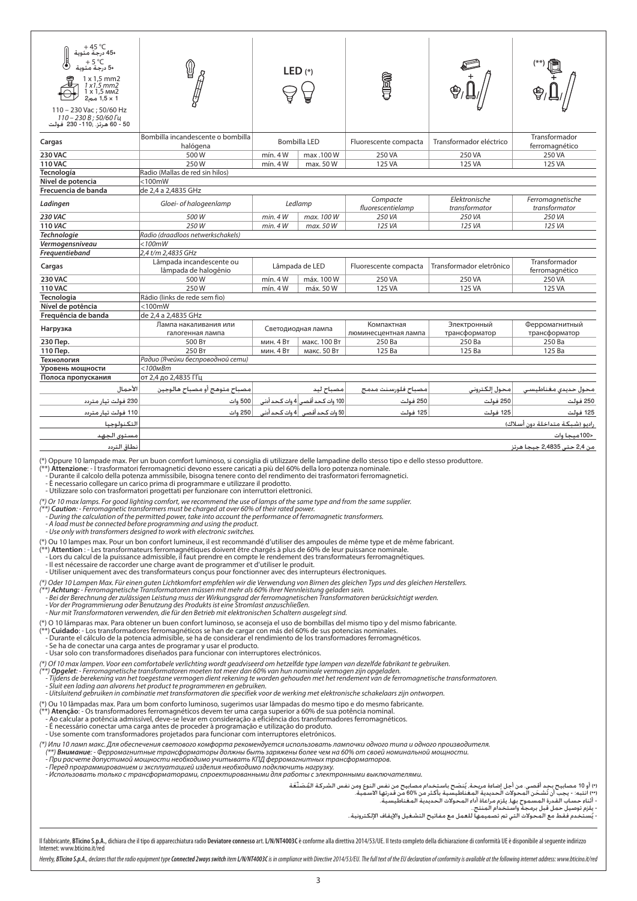+ 45 °C
+45 درجة مئوية
+ 5 °C
+5 درجة مئوية
1 x 1,5 mm2
*1 x1,5 mm2*
1 x 1,5 мм2
1 × 1,5 مم2
110 – 230 Vac ; 50/60 Hz
*110 – 230 В ; 50/60 Гц*
50 - 60 هرتز. 110- 230 فولت

LED (*)

(**)

| Cargas | Bombilla incandescente o bombilla halógena | Bombilla LED | | Fluorescente compacta | Transformador eléctrico | Transformador ferromagnético |
|---|---|---|---|---|---|---|
| **230 VAC** | 500 W | mín. 4 W | max .100 W | 250 VA | 250 VA | 250 VA |
| **110 VAC** | 250 W | mín. 4 W | max. 50 W | 125 VA | 125 VA | 125 VA |
| **Tecnología** | Radio (Mallas de red sin hilos) | | | | | |
| **Nivel de potencia** | <100mW | | | | | |
| **Frecuencia de banda** | de 2,4 a 2,4835 GHz | | | | | |

| *Ladingen* | *Gloei- of halogeenlamp* | *Ledlamp* | | *Compacte fluorescentielamp* | *Elektronische transformator* | *Ferromagnetische transformator* |
|---|---|---|---|---|---|---|
| ***230 VAC*** | *500 W* | *min. 4 W* | *max. 100 W* | *250 VA* | *250 VA* | *250 VA* |
| ***110 VAC*** | *250 W* | *min. 4 W* | *max. 50 W* | *125 VA* | *125 VA* | *125 VA* |
| ***Technologie*** | *Radio (draadloos netwerkschakels)* | | | | | |
| ***Vermogensniveau*** | *<100mW* | | | | | |
| ***Frequentieband*** | *2,4 t/m 2,4835 GHz* | | | | | |

| Cargas | Lâmpada incandescente ou lâmpada de halogênio | Lâmpada de LED | | Fluorescente compacta | Transformador eletrônico | Transformador ferromagnético |
|---|---|---|---|---|---|---|
| **230 VAC** | 500 W | mín. 4 W | máx. 100 W | 250 VA | 250 VA | 250 VA |
| **110 VAC** | 250 W | mín. 4 W | máx. 50 W | 125 VA | 125 VA | 125 VA |
| **Tecnologia** | Rádio (links de rede sem fio) | | | | | |
| **Nível de potência** | <100mW | | | | | |
| **Frequência de banda** | de 2,4 a 2,4835 GHz | | | | | |

| Нагрузка | Лампа накаливания или галогенная лампа | Светодиодная лампа | | Компактная люминесцентная лампа | Электронный трансформатор | Ферромагнитный трансформатор |
|---|---|---|---|---|---|---|
| **230 Пер.** | 500 Вт | мин. 4 Вт | макс. 100 Вт | 250 Ва | 250 Ва | 250 Ва |
| **110 Пер.** | 250 Вт | мин. 4 Вт | макс. 50 Вт | 125 Ва | 125 Ва | 125 Ва |
| **Технология** | *Радио (Ячейки беспроводной сети)* | | | | | |
| **Уровень мощности** | *<100мВт* | | | | | |
| **Полоса пропускания** | от 2,4 до 2,4835 ГГц | | | | | |

| الأحمال | مصباح متوهج أو مصباح هالوجين | مصباح ليد | | مصباح فلورسنت مدمج | محول إلكتروني | محول حديدي مغناطيسي |
|---|---|---|---|---|---|---|
| 230 فولت تيار متردد | 500 وات | 4 وات كحد أدنى | 100 وات كحد أقصى | 250 فولت | 250 فولت | 250 فولت |
| 110 فولت تيار متردد | 250 وات | 4 وات كحد أدنى | 50 وات كحد أقصى | 125 فولت | 125 فولت | 125 فولت |
| التكنولوجيا | راديو (شبكة متداخلة دون أسلاك) | | | | | |
| مستوى الجهد | <100ميجا وات | | | | | |
| نطاق التردد | من 2,4 حتى 2,4835 جيجا هرتز | | | | | |

(*) Oppure 10 lampade max. Per un buon comfort luminoso, si consiglia di utilizzare delle lampadine dello stesso tipo e dello stesso produttore.
(**) **Attenzione**: - I trasformatori ferromagnetici devono essere caricati a più del 60% della loro potenza nominale.
- Durante il calcolo della potenza ammissibile, bisogna tenere conto del rendimento dei trasformatori ferromagnetici.
- È necessario collegare un carico prima di programmare e utilizzare il prodotto.
- Utilizzare solo con trasformatori progettati per funzionare con interruttori elettronici.

*(*) Or 10 max lamps. For good lighting comfort, we recommend the use of lamps of the same type and from the same supplier.*
*(**) **Caution**: - Ferromagnetic transformers must be charged at over 60% of their rated power.*
*- During the calculation of the permitted power, take into account the performance of ferromagnetic transformers.*
*- A load must be connected before programming and using the product.*
*- Use only with transformers designed to work with electronic switches.*

(*) Ou 10 lampes max. Pour un bon confort lumineux, il est recommandé d'utiliser des ampoules de même type et de même fabricant.
(**) **Attention** : - Les transformateurs ferromagnétiques doivent être chargés à plus de 60% de leur puissance nominale.
- Lors du calcul de la puissance admissible, il faut prendre en compte le rendement des transformateurs ferromagnétiques.
- Il est nécessaire de raccorder une charge avant de programmer et d'utiliser le produit.
- Utiliser uniquement avec des transformateurs conçus pour fonctionner avec des interrupteurs électroniques.

*(*) Oder 10 Lampen Max. Für einen guten Lichtkomfort empfehlen wir die Verwendung von Birnen des gleichen Typs und des gleichen Herstellers.*
*(**) **Achtung**: - Ferromagnetische Transformatoren müssen mit mehr als 60% ihrer Nennleistung geladen sein.*
*- Bei der Berechnung der zulässigen Leistung muss der Wirkungsgrad der ferromagnetischen Transformatoren berücksichtigt werden.*
*- Vor der Programmierung oder Benutzung des Produkts ist eine Stromlast anzuschließen.*
*- Nur mit Transformatoren verwenden, die für den Betrieb mit elektronischen Schaltern ausgelegt sind.*

(*) O 10 lámparas max. Para obtener un buen confort luminoso, se aconseja el uso de bombillas del mismo tipo y del mismo fabricante.
(**) **Cuidado**: - Los transformadores ferromagnéticos se han de cargar con más del 60% de sus potencias nominales.
- Durante el cálculo de la potencia admisible, se ha de considerar el rendimiento de los transformadores ferromagnéticos.
- Se ha de conectar una carga antes de programar y usar el producto.
- Usar solo con transformadores diseñados para funcionar con interruptores electrónicos.

*(*) Of 10 max lampen. Voor een comfortabele verlichting wordt geadviseerd om hetzelfde type lampen van dezelfde fabrikant te gebruiken.*
*(**) **Opgelet**: - Ferromagnetische transformatoren moeten tot meer dan 60% van hun nominale vermogen zijn opgeladen.*
*- Tijdens de berekening van het toegestane vermogen dient rekening te worden gehouden met het rendement van de ferromagnetische transformatoren.*
*- Sluit een lading aan alvorens het product te programmeren en gebruiken.*
*- Uitsluitend gebruiken in combinatie met transformatoren die specifiek voor de werking met elektronische schakelaars zijn ontworpen.*

(*) Ou 10 lâmpadas max. Para um bom conforto luminoso, sugerimos usar lâmpadas do mesmo tipo e do mesmo fabricante.
(**) **Atenção**: - Os transformadores ferromagnéticos devem ter uma carga superior a 60% de sua potência nominal.
- Ao calcular a potência admissível, deve-se levar em consideração a eficiência dos transformadores ferromagnéticos.
- É necessário conectar uma carga antes de proceder à programação e utilização do produto.
- Use somente com transformadores projetados para funcionar com interruptores eletrónicos.

*(*) Или 10 ламп макс. Для обеспечения светового комфорта рекомендуется использовать лампочки одного типа и одного производителя.*
*(**) **Внимание**: - Ферромагнитные трансформаторы должны быть заряжены более чем на 60% от своей номинальной мощности.*
*- При расчете допустимой мощности необходимо учитывать КПД ферромагнитных трансформаторов.*
*- Перед программированием и эксплуатацией изделия необходимо подключить нагрузку.*
*- Использовать только с трансформаторами, спроектированными для работы с электронными выключателями.*

(*) أو 10 مصابيح بحد أقصى. من أجل إضاءة مريحة، يُنصَح باستخدام مصابيح من نفس النوع ومن نفس الشركة المُصَنِّعة.
(**) انتبه: - يجب أن تُشحَن المحولات الحديدية المغناطيسية بأكثر من 60% من قدرتها الاسمية.
- أثناء حساب القدرة المسموح بها، يلزم مراعاة أداء المحولات الحديدية المغناطيسية.
- يلزم توصيل حمل قبل برمجة واستخدام المنتج.
- يُستخدم فقط مع المحولات التي تم تصميمها للعمل مع مفاتيح التشغيل والإيقاف الإلكترونية.

Il fabbricante, **BTicino S.p.A.**, dichiara che il tipo di apparecchiatura radio **Deviatore connesso** art. **L/N/NT4003C** è conforme alla direttiva 2014/53/UE. Il testo completo della dichiarazione di conformità UE è disponibile al seguente indirizzo Internet: www.bticino.it/red

*Hereby, **BTicino S.p.A.**, declares that the radio equipment type **Connected 2ways switch** item **L/N/NT4003C** is in compliance with Directive 2014/53/EU. The full text of the EU declaration of conformity is available at the following internet address: www.bticino.it/red*